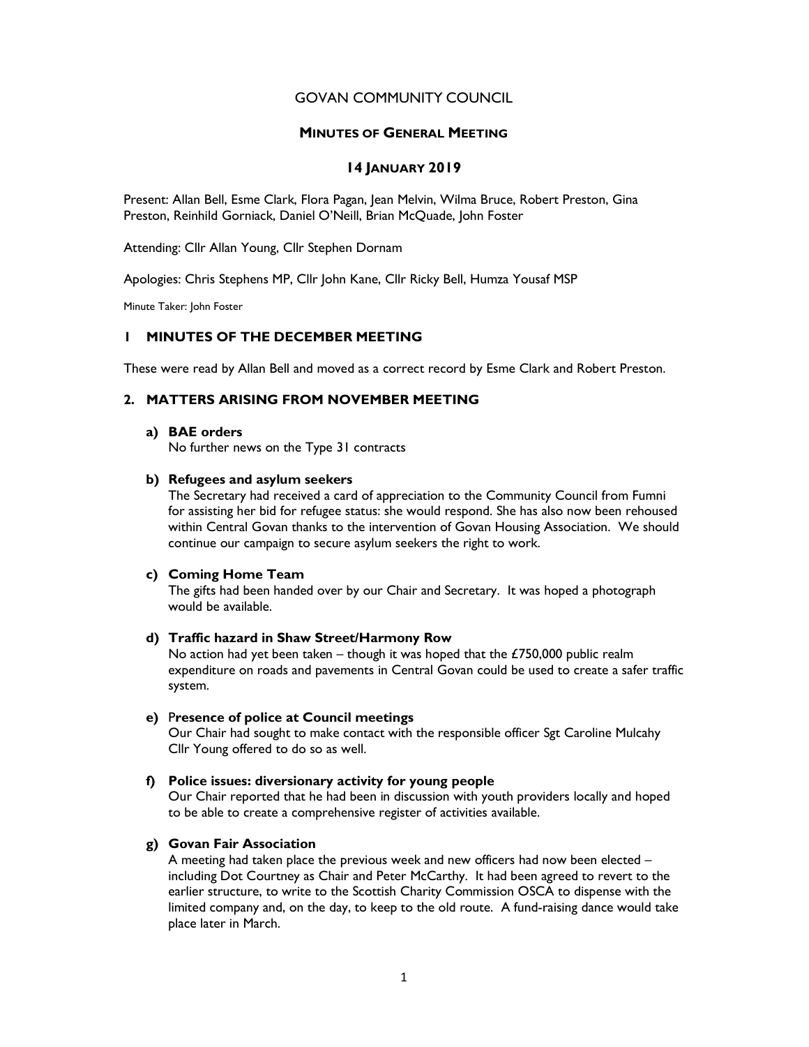# GOVAN COMMUNITY COUNCIL

## MINUTES OF GENERAL MEETING

## 14 JANUARY 2019

Present: Allan Bell, Esme Clark, Flora Pagan, Jean Melvin, Wilma Bruce, Robert Preston, Gina Preston, Reinhild Gorniack, Daniel O'Neill, Brian McQuade, John Foster

Attending: Cllr Allan Young, Cllr Stephen Dornam

Apologies: Chris Stephens MP, Cllr John Kane, Cllr Ricky Bell, Humza Yousaf MSP

Minute Taker: John Foster

### 1 MINUTES OF THE DECEMBER MEETING

These were read by Allan Bell and moved as a correct record by Esme Clark and Robert Preston.

### 2. MATTERS ARISING FROM NOVEMBER MEETING

**a) BAE orders**

No further news on the Type 31 contracts

**b) Refugees and asylum seekers**

The Secretary had received a card of appreciation to the Community Council from Fumni for assisting her bid for refugee status: she would respond. She has also now been rehoused within Central Govan thanks to the intervention of Govan Housing Association. We should continue our campaign to secure asylum seekers the right to work.

**c) Coming Home Team**

The gifts had been handed over by our Chair and Secretary. It was hoped a photograph would be available.

**d) Traffic hazard in Shaw Street/Harmony Row**

No action had yet been taken – though it was hoped that the £750,000 public realm expenditure on roads and pavements in Central Govan could be used to create a safer traffic system.

**e) Presence of police at Council meetings**

Our Chair had sought to make contact with the responsible officer Sgt Caroline Mulcahy Cllr Young offered to do so as well.

**f) Police issues: diversionary activity for young people**

Our Chair reported that he had been in discussion with youth providers locally and hoped to be able to create a comprehensive register of activities available.

**g) Govan Fair Association**

A meeting had taken place the previous week and new officers had now been elected – including Dot Courtney as Chair and Peter McCarthy. It had been agreed to revert to the earlier structure, to write to the Scottish Charity Commission OSCA to dispense with the limited company and, on the day, to keep to the old route. A fund-raising dance would take place later in March.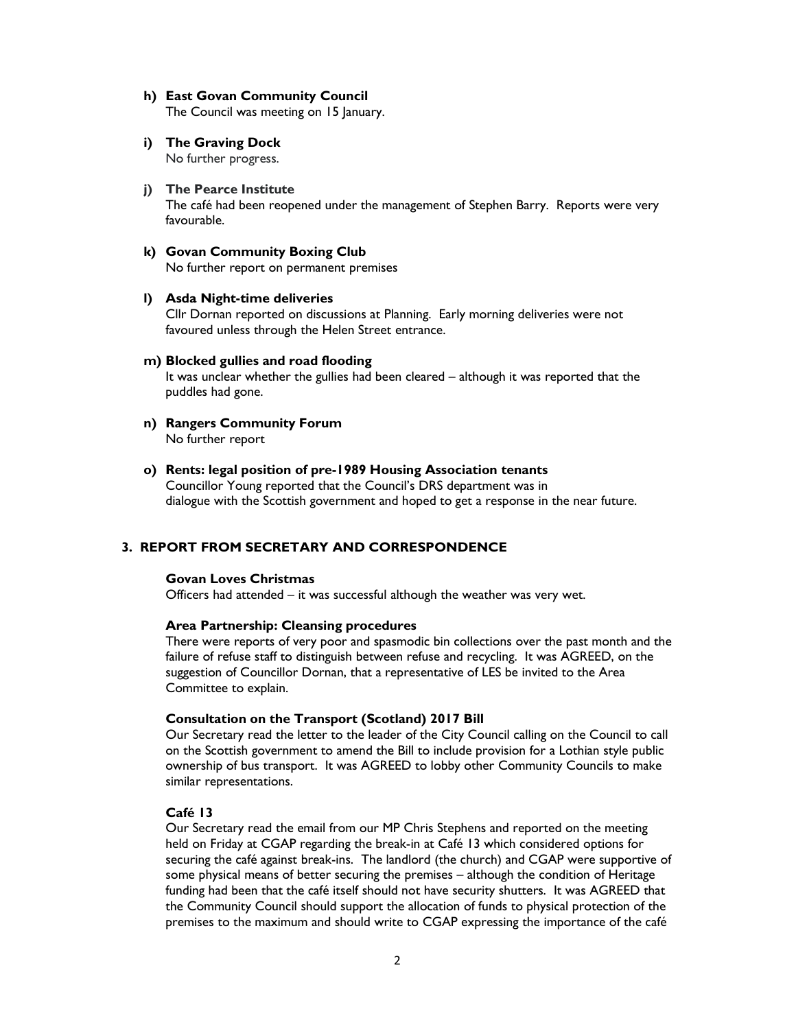**h) East Govan Community Council**
The Council was meeting on 15 January.

**i) The Graving Dock**
No further progress.

**j) The Pearce Institute**
The café had been reopened under the management of Stephen Barry. Reports were very favourable.

**k) Govan Community Boxing Club**
No further report on permanent premises

**l) Asda Night-time deliveries**
Cllr Dornan reported on discussions at Planning. Early morning deliveries were not favoured unless through the Helen Street entrance.

**m) Blocked gullies and road flooding**
It was unclear whether the gullies had been cleared – although it was reported that the puddles had gone.

**n) Rangers Community Forum**
No further report

**o) Rents: legal position of pre-1989 Housing Association tenants**
Councillor Young reported that the Council's DRS department was in dialogue with the Scottish government and hoped to get a response in the near future.

## 3. REPORT FROM SECRETARY AND CORRESPONDENCE

**Govan Loves Christmas**
Officers had attended – it was successful although the weather was very wet.

**Area Partnership: Cleansing procedures**
There were reports of very poor and spasmodic bin collections over the past month and the failure of refuse staff to distinguish between refuse and recycling. It was AGREED, on the suggestion of Councillor Dornan, that a representative of LES be invited to the Area Committee to explain.

**Consultation on the Transport (Scotland) 2017 Bill**
Our Secretary read the letter to the leader of the City Council calling on the Council to call on the Scottish government to amend the Bill to include provision for a Lothian style public ownership of bus transport. It was AGREED to lobby other Community Councils to make similar representations.

**Café 13**
Our Secretary read the email from our MP Chris Stephens and reported on the meeting held on Friday at CGAP regarding the break-in at Café 13 which considered options for securing the café against break-ins. The landlord (the church) and CGAP were supportive of some physical means of better securing the premises – although the condition of Heritage funding had been that the café itself should not have security shutters. It was AGREED that the Community Council should support the allocation of funds to physical protection of the premises to the maximum and should write to CGAP expressing the importance of the café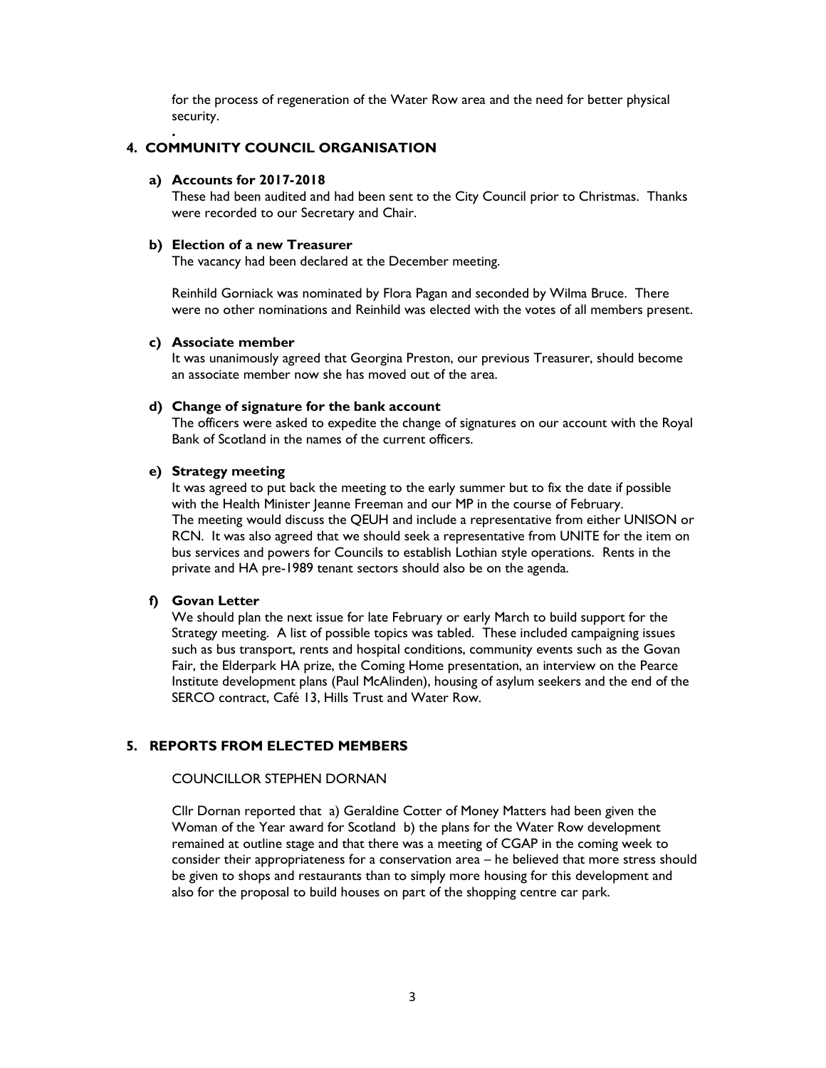for the process of regeneration of the Water Row area and the need for better physical security.

## 4. COMMUNITY COUNCIL ORGANISATION

**a) Accounts for 2017-2018**

These had been audited and had been sent to the City Council prior to Christmas. Thanks were recorded to our Secretary and Chair.

**b) Election of a new Treasurer**

The vacancy had been declared at the December meeting.

Reinhild Gorniack was nominated by Flora Pagan and seconded by Wilma Bruce. There were no other nominations and Reinhild was elected with the votes of all members present.

**c) Associate member**

It was unanimously agreed that Georgina Preston, our previous Treasurer, should become an associate member now she has moved out of the area.

**d) Change of signature for the bank account**

The officers were asked to expedite the change of signatures on our account with the Royal Bank of Scotland in the names of the current officers.

**e) Strategy meeting**

It was agreed to put back the meeting to the early summer but to fix the date if possible with the Health Minister Jeanne Freeman and our MP in the course of February.
The meeting would discuss the QEUH and include a representative from either UNISON or RCN. It was also agreed that we should seek a representative from UNITE for the item on bus services and powers for Councils to establish Lothian style operations. Rents in the private and HA pre-1989 tenant sectors should also be on the agenda.

**f) Govan Letter**

We should plan the next issue for late February or early March to build support for the Strategy meeting. A list of possible topics was tabled. These included campaigning issues such as bus transport, rents and hospital conditions, community events such as the Govan Fair, the Elderpark HA prize, the Coming Home presentation, an interview on the Pearce Institute development plans (Paul McAlinden), housing of asylum seekers and the end of the SERCO contract, Café 13, Hills Trust and Water Row.

## 5. REPORTS FROM ELECTED MEMBERS

COUNCILLOR STEPHEN DORNAN

Cllr Dornan reported that a) Geraldine Cotter of Money Matters had been given the Woman of the Year award for Scotland b) the plans for the Water Row development remained at outline stage and that there was a meeting of CGAP in the coming week to consider their appropriateness for a conservation area – he believed that more stress should be given to shops and restaurants than to simply more housing for this development and also for the proposal to build houses on part of the shopping centre car park.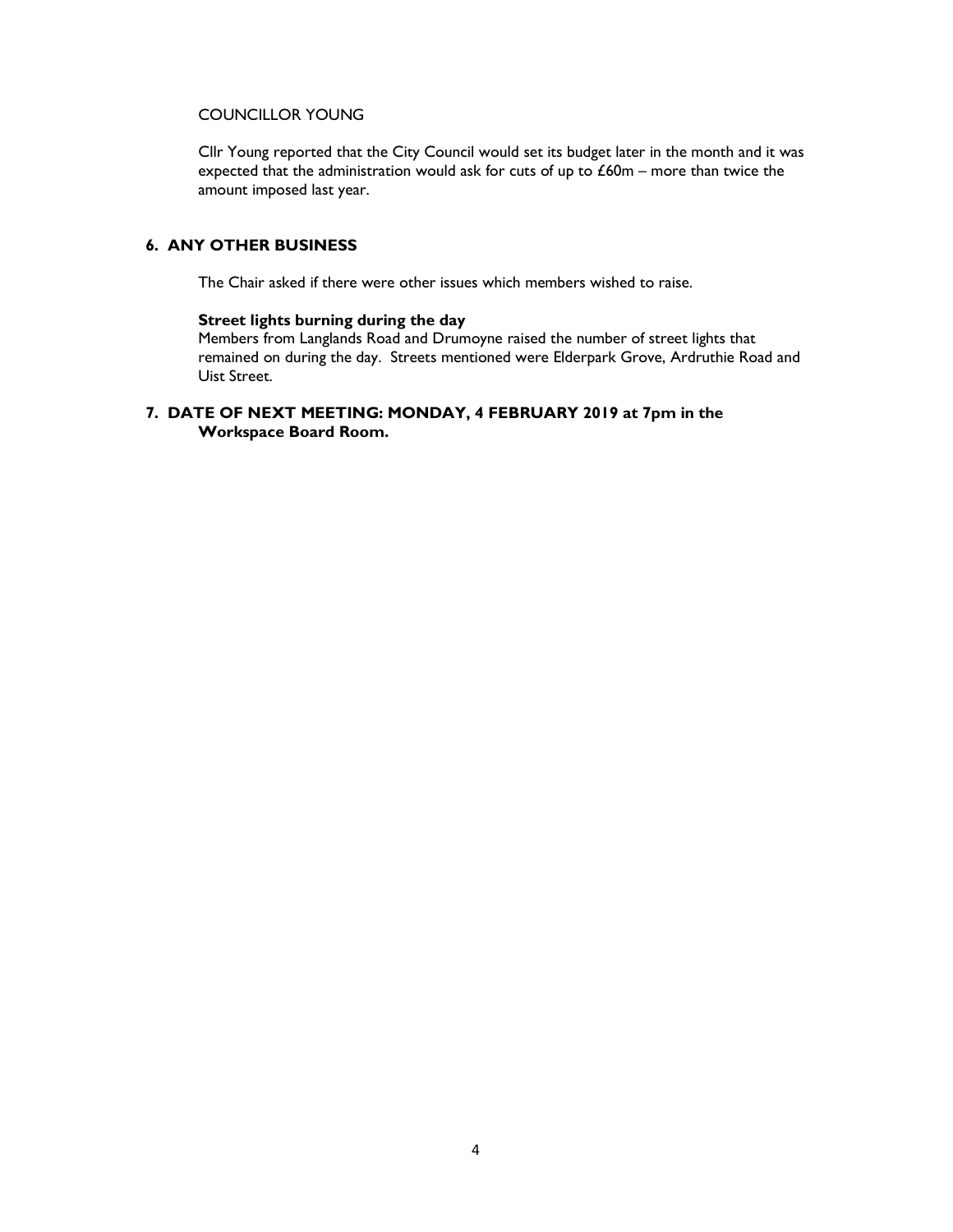COUNCILLOR YOUNG

Cllr Young reported that the City Council would set its budget later in the month and it was expected that the administration would ask for cuts of up to £60m – more than twice the amount imposed last year.

## 6. ANY OTHER BUSINESS

The Chair asked if there were other issues which members wished to raise.

**Street lights burning during the day**

Members from Langlands Road and Drumoyne raised the number of street lights that remained on during the day. Streets mentioned were Elderpark Grove, Ardruthie Road and Uist Street.

## 7. DATE OF NEXT MEETING: MONDAY, 4 FEBRUARY 2019 at 7pm in the Workspace Board Room.